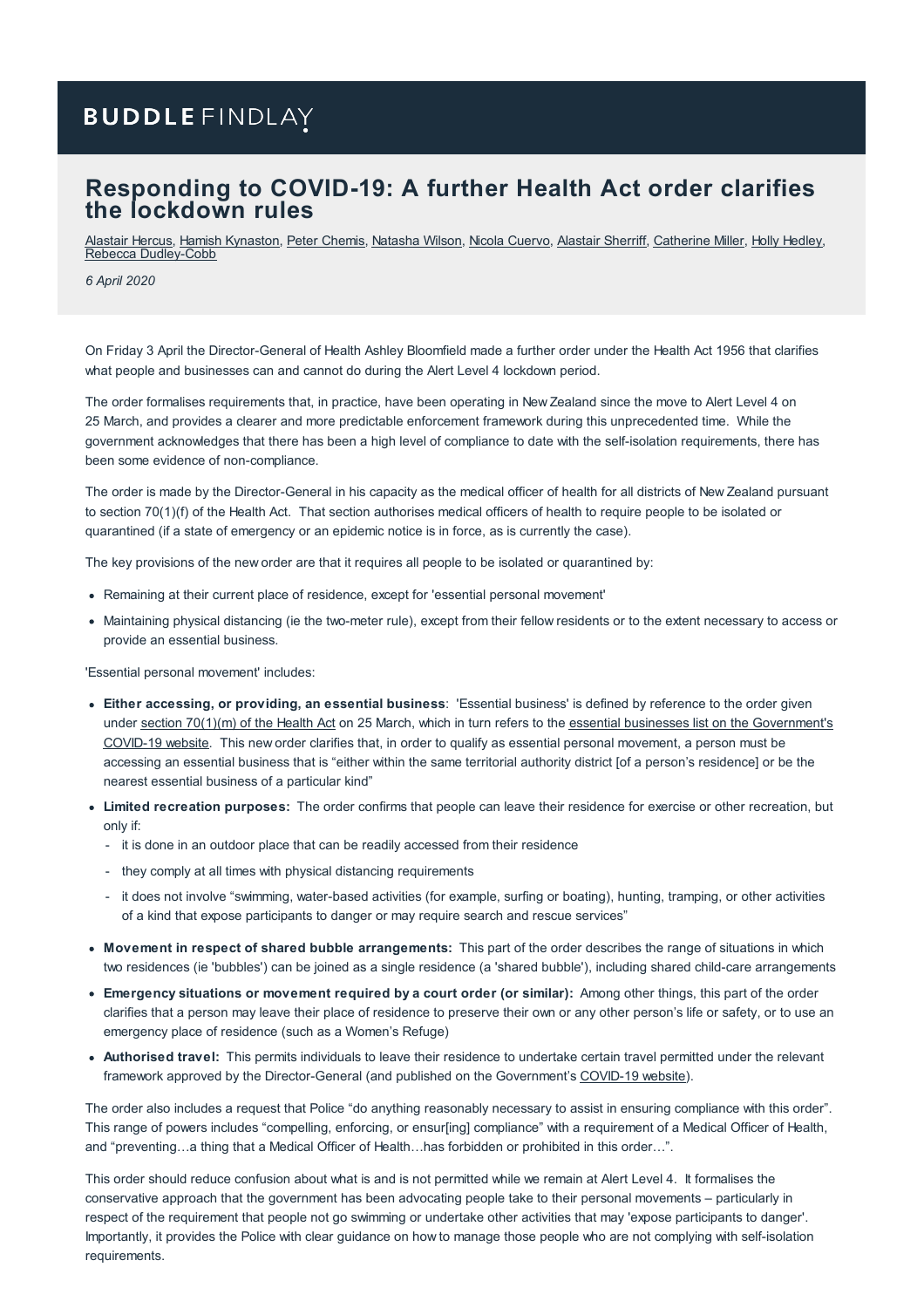BUDDLE FINDLAY

# Responding to COVID-19: A further Health Act order clarifies the lockdown rules

Alastair Hercus, Hamish Kynaston, Peter Chemis, Natasha Wilson, Nicola Cuervo, Alastair Sherriff, Catherine Miller, Holly Hedley, Rebecca Dudley-Cobb

*6 April 2020*

On Friday 3 April the Director-General of Health Ashley Bloomfield made a further order under the Health Act 1956 that clarifies what people and businesses can and cannot do during the Alert Level 4 lockdown period.

The order formalises requirements that, in practice, have been operating in New Zealand since the move to Alert Level 4 on 25 March, and provides a clearer and more predictable enforcement framework during this unprecedented time. While the government acknowledges that there has been a high level of compliance to date with the self-isolation requirements, there has been some evidence of non-compliance.

The order is made by the Director-General in his capacity as the medical officer of health for all districts of New Zealand pursuant to section 70(1)(f) of the Health Act. That section authorises medical officers of health to require people to be isolated or quarantined (if a state of emergency or an epidemic notice is in force, as is currently the case).

The key provisions of the new order are that it requires all people to be isolated or quarantined by:

- Remaining at their current place of residence, except for 'essential personal movement'
- Maintaining physical distancing (ie the two-meter rule), except from their fellow residents or to the extent necessary to access or provide an essential business.

'Essential personal movement' includes:

- **Either accessing, or providing, an essential business**: 'Essential business' is defined by reference to the order given under section 70(1)(m) of the Health Act on 25 March, which in turn refers to the essential businesses list on the Government's COVID-19 website. This new order clarifies that, in order to qualify as essential personal movement, a person must be accessing an essential business that is "either within the same territorial authority district [of a person's residence] or be the nearest essential business of a particular kind"
- **Limited recreation purposes:** The order confirms that people can leave their residence for exercise or other recreation, but only if:
  - it is done in an outdoor place that can be readily accessed from their residence
  - they comply at all times with physical distancing requirements
  - it does not involve "swimming, water-based activities (for example, surfing or boating), hunting, tramping, or other activities of a kind that expose participants to danger or may require search and rescue services"
- **Movement in respect of shared bubble arrangements:** This part of the order describes the range of situations in which two residences (ie 'bubbles') can be joined as a single residence (a 'shared bubble'), including shared child-care arrangements
- **Emergency situations or movement required by a court order (or similar):** Among other things, this part of the order clarifies that a person may leave their place of residence to preserve their own or any other person's life or safety, or to use an emergency place of residence (such as a Women's Refuge)
- **Authorised travel:** This permits individuals to leave their residence to undertake certain travel permitted under the relevant framework approved by the Director-General (and published on the Government's COVID-19 website).

The order also includes a request that Police "do anything reasonably necessary to assist in ensuring compliance with this order". This range of powers includes "compelling, enforcing, or ensur[ing] compliance" with a requirement of a Medical Officer of Health, and "preventing…a thing that a Medical Officer of Health…has forbidden or prohibited in this order…".

This order should reduce confusion about what is and is not permitted while we remain at Alert Level 4. It formalises the conservative approach that the government has been advocating people take to their personal movements – particularly in respect of the requirement that people not go swimming or undertake other activities that may 'expose participants to danger'. Importantly, it provides the Police with clear guidance on how to manage those people who are not complying with self-isolation requirements.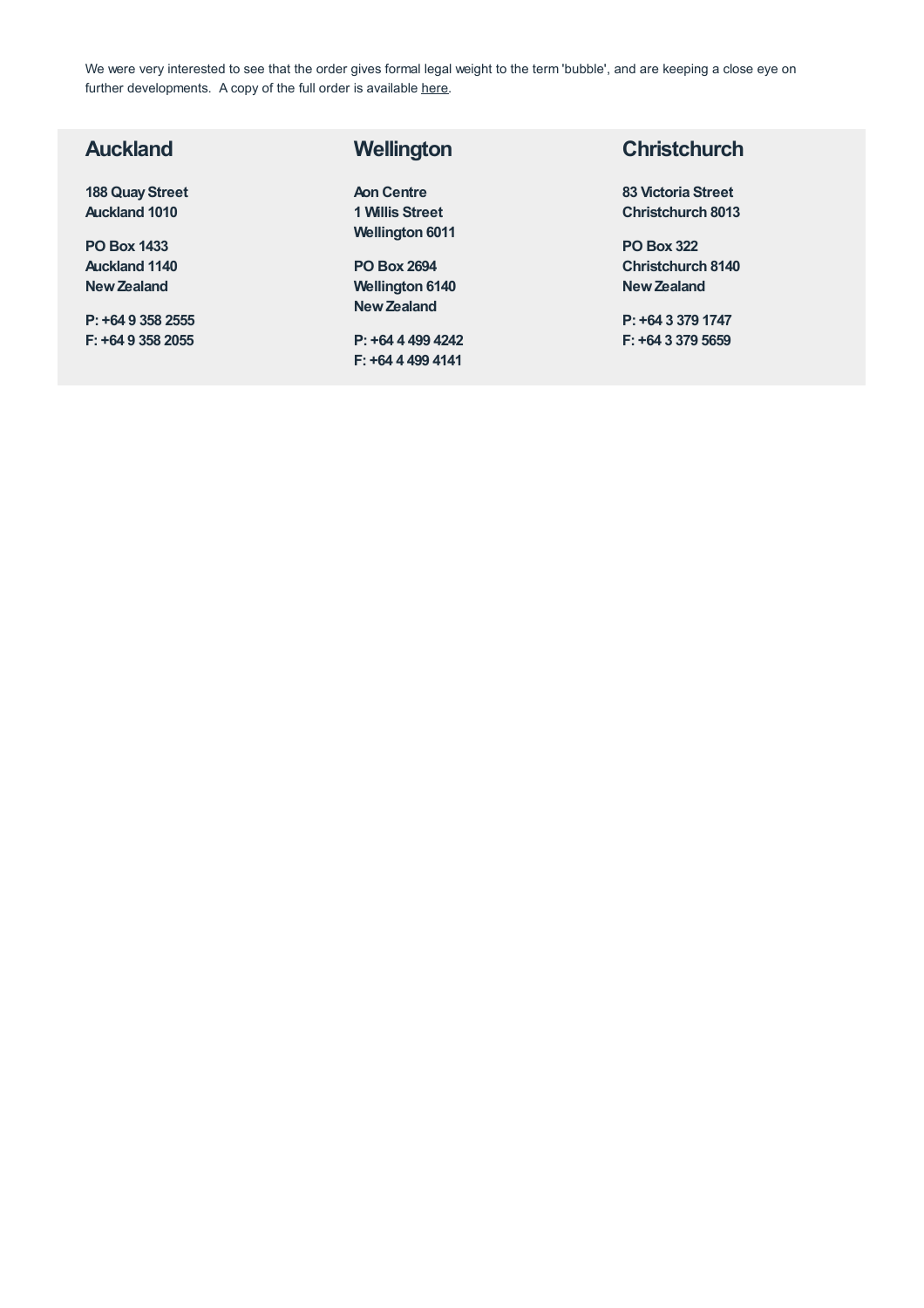We were very interested to see that the order gives formal legal weight to the term 'bubble', and are keeping a close eye on further developments.  A copy of the full order is available here.

## Auckland

**188 Quay Street**
**Auckland 1010**

**PO Box 1433**
**Auckland 1140**
**New Zealand**

**P: +64 9 358 2555**
**F: +64 9 358 2055**

## Wellington

**Aon Centre**
**1 Willis Street**
**Wellington 6011**

**PO Box 2694**
**Wellington 6140**
**New Zealand**

**P: +64 4 499 4242**
**F: +64 4 499 4141**

## Christchurch

**83 Victoria Street**
**Christchurch 8013**

**PO Box 322**
**Christchurch 8140**
**New Zealand**

**P: +64 3 379 1747**
**F: +64 3 379 5659**